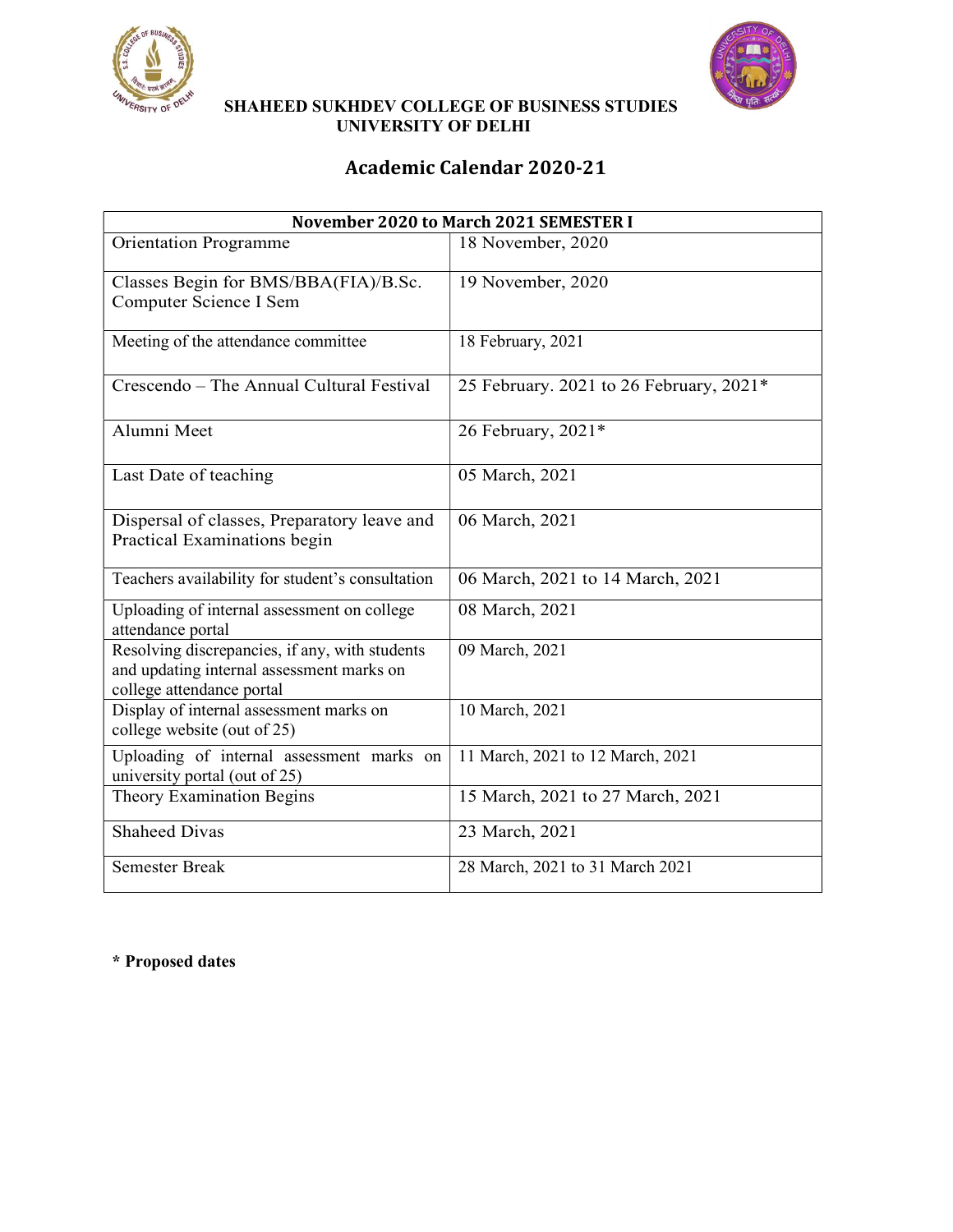**SHAHEED SUKHDEV COLLEGE OF BUSINESS STUDIES**
**UNIVERSITY OF DELHI**

# Academic Calendar 2020-21

| November 2020 to March 2021 SEMESTER I | |
|---|---|
| Orientation Programme | 18 November, 2020 |
| Classes Begin for BMS/BBA(FIA)/B.Sc. Computer Science I Sem | 19 November, 2020 |
| Meeting of the attendance committee | 18 February, 2021 |
| Crescendo – The Annual Cultural Festival | 25 February. 2021 to 26 February, 2021* |
| Alumni Meet | 26 February, 2021* |
| Last Date of teaching | 05 March, 2021 |
| Dispersal of classes, Preparatory leave and Practical Examinations begin | 06 March, 2021 |
| Teachers availability for student's consultation | 06 March, 2021 to 14 March, 2021 |
| Uploading of internal assessment on college attendance portal | 08 March, 2021 |
| Resolving discrepancies, if any, with students and updating internal assessment marks on college attendance portal | 09 March, 2021 |
| Display of internal assessment marks on college website (out of 25) | 10 March, 2021 |
| Uploading of internal assessment marks on university portal (out of 25) | 11 March, 2021 to 12 March, 2021 |
| Theory Examination Begins | 15 March, 2021 to 27 March, 2021 |
| Shaheed Divas | 23 March, 2021 |
| Semester Break | 28 March, 2021 to 31 March 2021 |

**\* Proposed dates**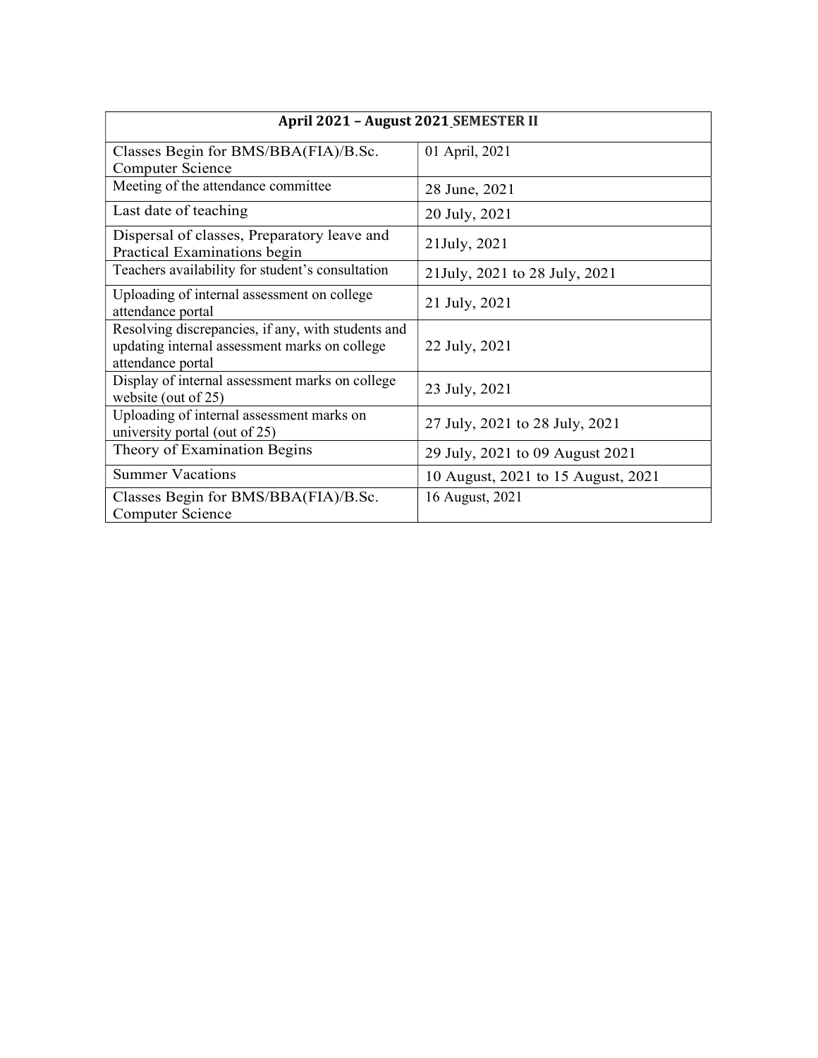| April 2021 – August 2021 SEMESTER II | |
|---|---|
| Classes Begin for BMS/BBA(FIA)/B.Sc. Computer Science | 01 April, 2021 |
| Meeting of the attendance committee | 28 June, 2021 |
| Last date of teaching | 20 July, 2021 |
| Dispersal of classes, Preparatory leave and Practical Examinations begin | 21July, 2021 |
| Teachers availability for student's consultation | 21July, 2021 to 28 July, 2021 |
| Uploading of internal assessment on college attendance portal | 21 July, 2021 |
| Resolving discrepancies, if any, with students and updating internal assessment marks on college attendance portal | 22 July, 2021 |
| Display of internal assessment marks on college website (out of 25) | 23 July, 2021 |
| Uploading of internal assessment marks on university portal (out of 25) | 27 July, 2021 to 28 July, 2021 |
| Theory of Examination Begins | 29 July, 2021 to 09 August 2021 |
| Summer Vacations | 10 August, 2021 to 15 August, 2021 |
| Classes Begin for BMS/BBA(FIA)/B.Sc. Computer Science | 16 August, 2021 |